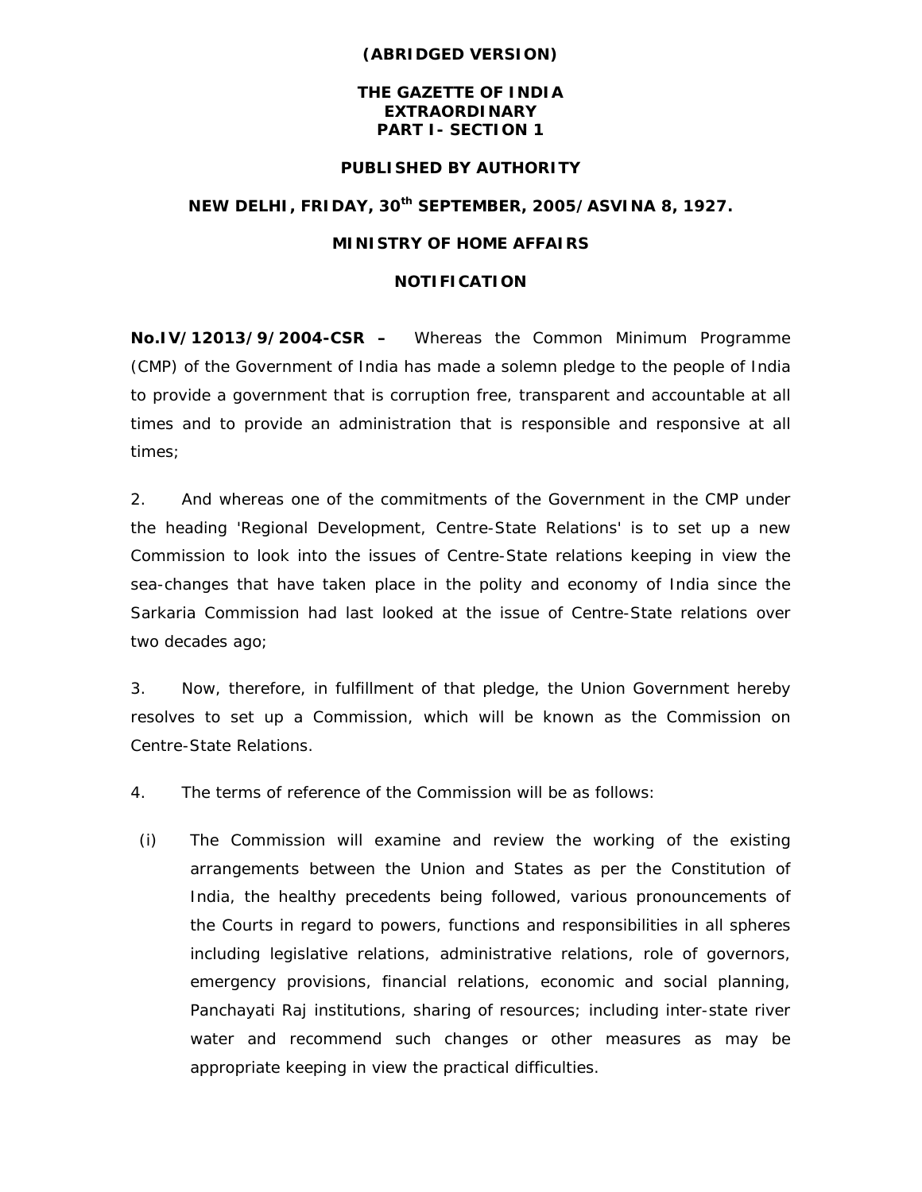**(ABRIDGED VERSION)**

# THE GAZETTE OF INDIA
## EXTRAORDINARY
## PART I- SECTION 1

**PUBLISHED BY AUTHORITY**

**NEW DELHI, FRIDAY, 30th SEPTEMBER, 2005/ASVINA 8, 1927.**

**MINISTRY OF HOME AFFAIRS**

**NOTIFICATION**

**No.IV/12013/9/2004-CSR –** Whereas the Common Minimum Programme (CMP) of the Government of India has made a solemn pledge to the people of India to provide a government that is corruption free, transparent and accountable at all times and to provide an administration that is responsible and responsive at all times;

2. And whereas one of the commitments of the Government in the CMP under the heading 'Regional Development, Centre-State Relations' is to set up a new Commission to look into the issues of Centre-State relations keeping in view the sea-changes that have taken place in the polity and economy of India since the Sarkaria Commission had last looked at the issue of Centre-State relations over two decades ago;

3. Now, therefore, in fulfillment of that pledge, the Union Government hereby resolves to set up a Commission, which will be known as the Commission on Centre-State Relations.

4. The terms of reference of the Commission will be as follows:

(i) The Commission will examine and review the working of the existing arrangements between the Union and States as per the Constitution of India, the healthy precedents being followed, various pronouncements of the Courts in regard to powers, functions and responsibilities in all spheres including legislative relations, administrative relations, role of governors, emergency provisions, financial relations, economic and social planning, Panchayati Raj institutions, sharing of resources; including inter-state river water and recommend such changes or other measures as may be appropriate keeping in view the practical difficulties.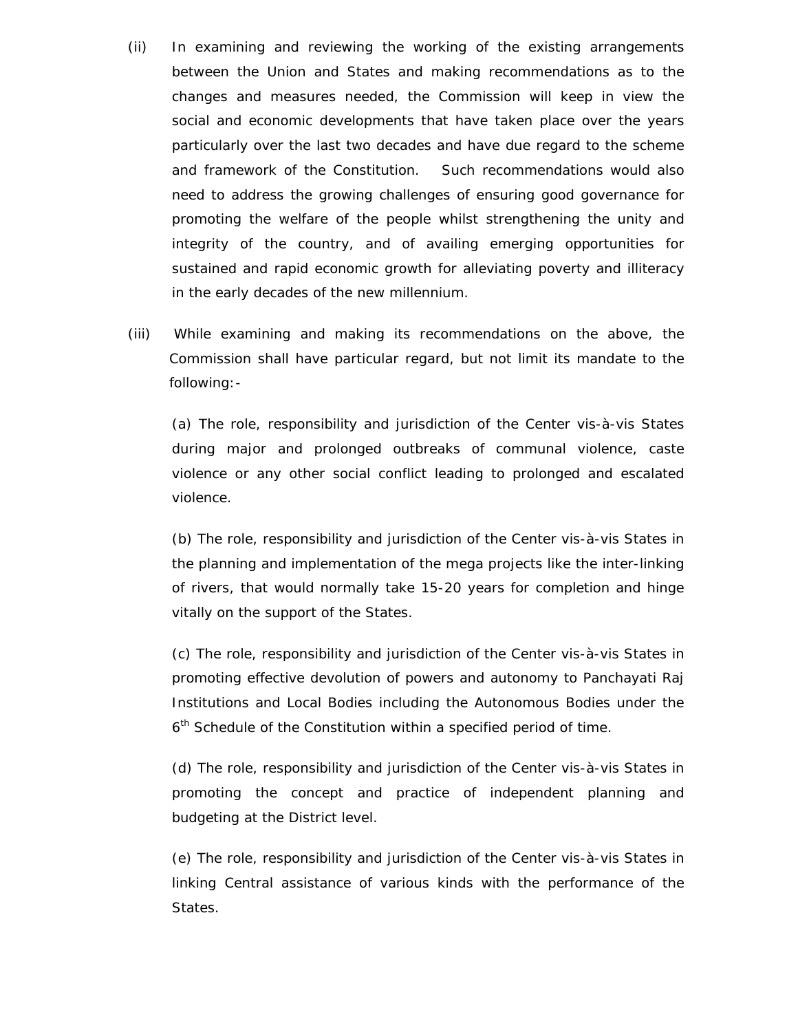(ii) In examining and reviewing the working of the existing arrangements between the Union and States and making recommendations as to the changes and measures needed, the Commission will keep in view the social and economic developments that have taken place over the years particularly over the last two decades and have due regard to the scheme and framework of the Constitution. Such recommendations would also need to address the growing challenges of ensuring good governance for promoting the welfare of the people whilst strengthening the unity and integrity of the country, and of availing emerging opportunities for sustained and rapid economic growth for alleviating poverty and illiteracy in the early decades of the new millennium.

(iii) While examining and making its recommendations on the above, the Commission shall have particular regard, but not limit its mandate to the following:-

(a) The role, responsibility and jurisdiction of the Center vis-à-vis States during major and prolonged outbreaks of communal violence, caste violence or any other social conflict leading to prolonged and escalated violence.

(b) The role, responsibility and jurisdiction of the Center vis-à-vis States in the planning and implementation of the mega projects like the inter-linking of rivers, that would normally take 15-20 years for completion and hinge vitally on the support of the States.

(c) The role, responsibility and jurisdiction of the Center vis-à-vis States in promoting effective devolution of powers and autonomy to Panchayati Raj Institutions and Local Bodies including the Autonomous Bodies under the 6th Schedule of the Constitution within a specified period of time.

(d) The role, responsibility and jurisdiction of the Center vis-à-vis States in promoting the concept and practice of independent planning and budgeting at the District level.

(e) The role, responsibility and jurisdiction of the Center vis-à-vis States in linking Central assistance of various kinds with the performance of the States.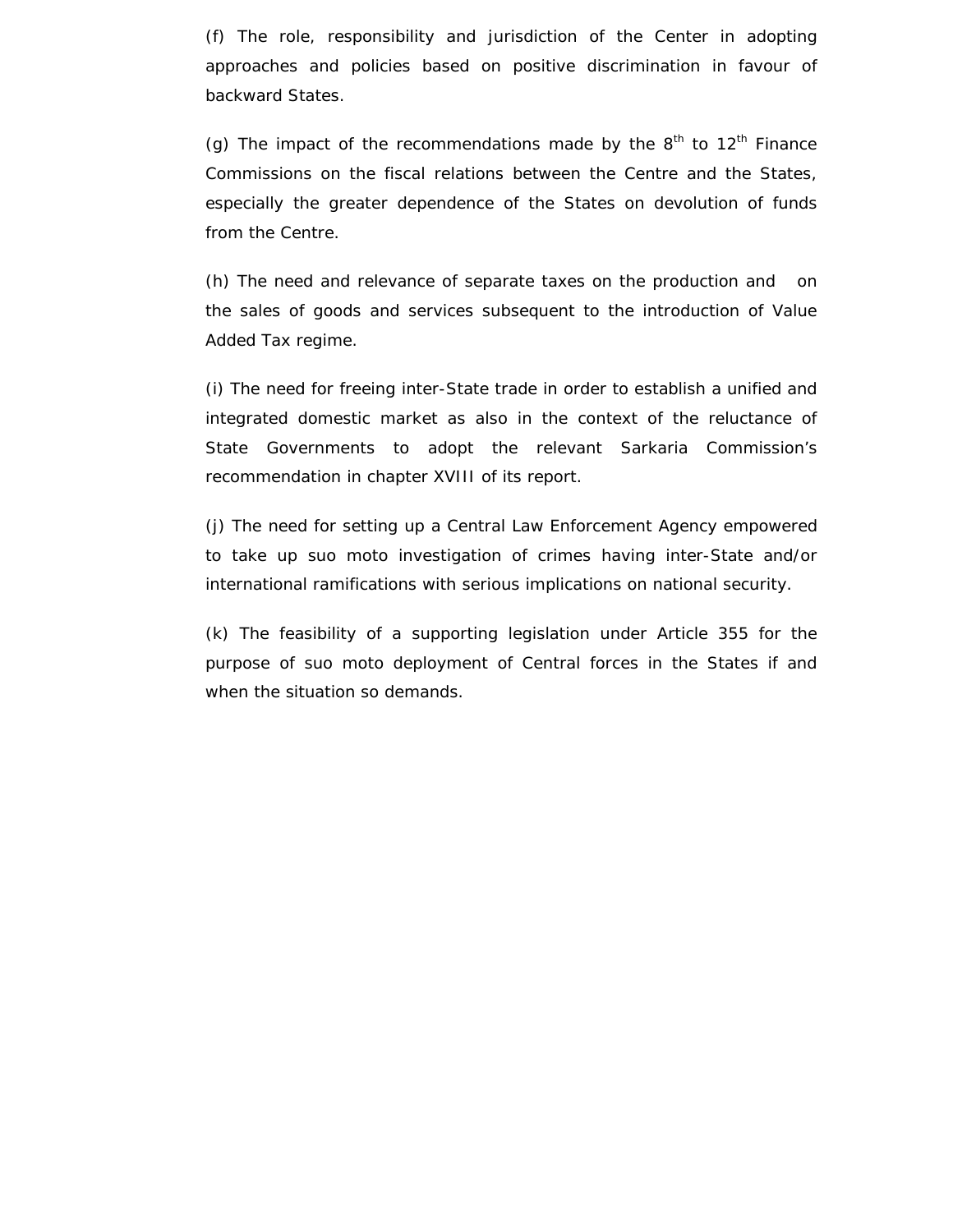(f) The role, responsibility and jurisdiction of the Center in adopting approaches and policies based on positive discrimination in favour of backward States.

(g) The impact of the recommendations made by the $8^{th}$ to $12^{th}$ Finance Commissions on the fiscal relations between the Centre and the States, especially the greater dependence of the States on devolution of funds from the Centre.

(h) The need and relevance of separate taxes on the production and on the sales of goods and services subsequent to the introduction of Value Added Tax regime.

(i) The need for freeing inter-State trade in order to establish a unified and integrated domestic market as also in the context of the reluctance of State Governments to adopt the relevant Sarkaria Commission's recommendation in chapter XVIII of its report.

(j) The need for setting up a Central Law Enforcement Agency empowered to take up suo moto investigation of crimes having inter-State and/or international ramifications with serious implications on national security.

(k) The feasibility of a supporting legislation under Article 355 for the purpose of suo moto deployment of Central forces in the States if and when the situation so demands.